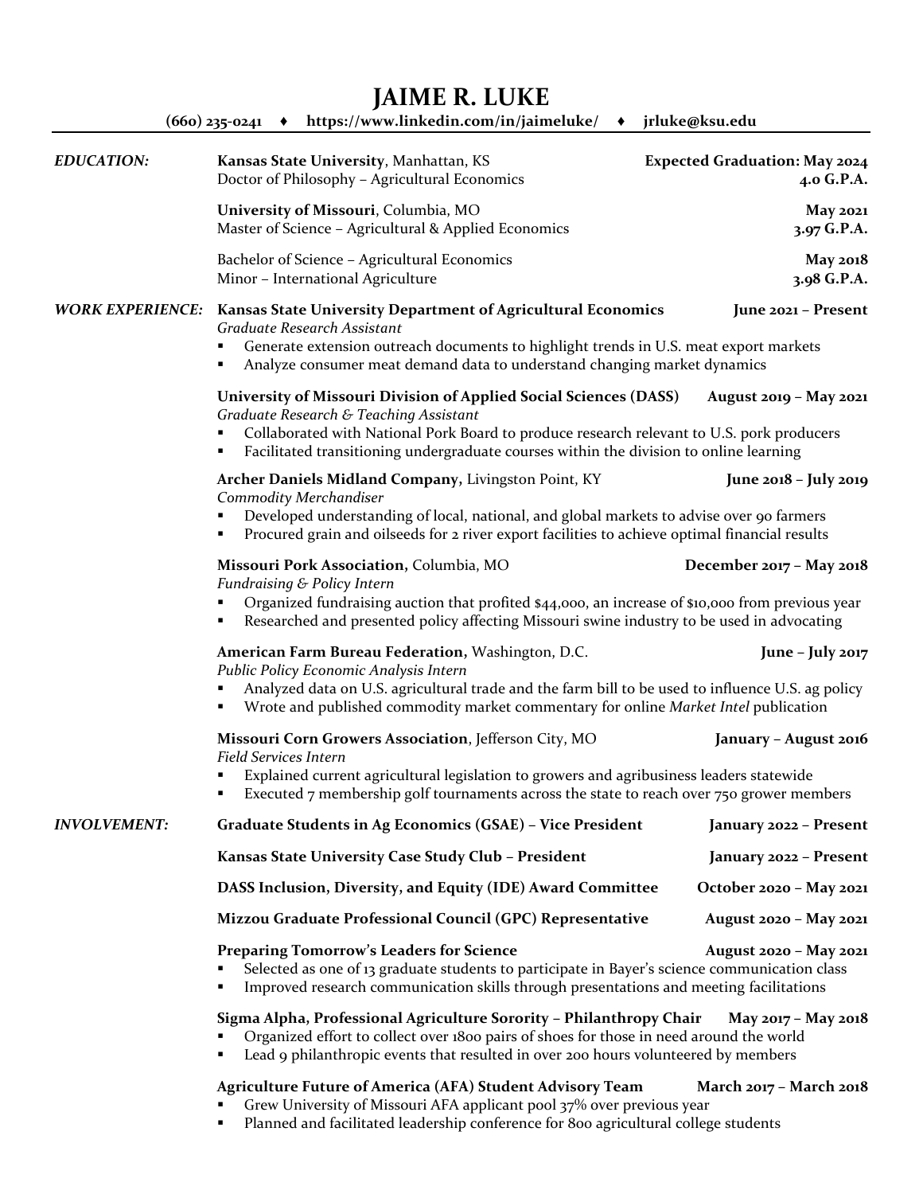# JAIME R. LUKE

(660) 235-0241 ♦ https://www.linkedin.com/in/jaimeluke/ ♦ jrluke@ksu.edu

---

## *EDUCATION:*

**Kansas State University**, Manhattan, KS — **Expected Graduation: May 2024**
Doctor of Philosophy – Agricultural Economics — **4.0 G.P.A.**

**University of Missouri**, Columbia, MO — **May 2021**
Master of Science – Agricultural & Applied Economics — **3.97 G.P.A.**

Bachelor of Science – Agricultural Economics — **May 2018**
Minor – International Agriculture — **3.98 G.P.A.**

## *WORK EXPERIENCE:*

**Kansas State University Department of Agricultural Economics** — **June 2021 – Present**
*Graduate Research Assistant*
- Generate extension outreach documents to highlight trends in U.S. meat export markets
- Analyze consumer meat demand data to understand changing market dynamics

**University of Missouri Division of Applied Social Sciences (DASS)** — **August 2019 – May 2021**
*Graduate Research & Teaching Assistant*
- Collaborated with National Pork Board to produce research relevant to U.S. pork producers
- Facilitated transitioning undergraduate courses within the division to online learning

**Archer Daniels Midland Company,** Livingston Point, KY — **June 2018 – July 2019**
*Commodity Merchandiser*
- Developed understanding of local, national, and global markets to advise over 90 farmers
- Procured grain and oilseeds for 2 river export facilities to achieve optimal financial results

**Missouri Pork Association,** Columbia, MO — **December 2017 – May 2018**
*Fundraising & Policy Intern*
- Organized fundraising auction that profited $44,000, an increase of $10,000 from previous year
- Researched and presented policy affecting Missouri swine industry to be used in advocating

**American Farm Bureau Federation,** Washington, D.C. — **June – July 2017**
*Public Policy Economic Analysis Intern*
- Analyzed data on U.S. agricultural trade and the farm bill to be used to influence U.S. ag policy
- Wrote and published commodity market commentary for online *Market Intel* publication

**Missouri Corn Growers Association**, Jefferson City, MO — **January – August 2016**
*Field Services Intern*
- Explained current agricultural legislation to growers and agribusiness leaders statewide
- Executed 7 membership golf tournaments across the state to reach over 750 grower members

## *INVOLVEMENT:*

**Graduate Students in Ag Economics (GSAE) – Vice President** — **January 2022 – Present**

**Kansas State University Case Study Club – President** — **January 2022 – Present**

**DASS Inclusion, Diversity, and Equity (IDE) Award Committee** — **October 2020 – May 2021**

**Mizzou Graduate Professional Council (GPC) Representative** — **August 2020 – May 2021**

**Preparing Tomorrow's Leaders for Science** — **August 2020 – May 2021**
- Selected as one of 13 graduate students to participate in Bayer's science communication class
- Improved research communication skills through presentations and meeting facilitations

**Sigma Alpha, Professional Agriculture Sorority – Philanthropy Chair** — **May 2017 – May 2018**
- Organized effort to collect over 1800 pairs of shoes for those in need around the world
- Lead 9 philanthropic events that resulted in over 200 hours volunteered by members

**Agriculture Future of America (AFA) Student Advisory Team** — **March 2017 – March 2018**
- Grew University of Missouri AFA applicant pool 37% over previous year
- Planned and facilitated leadership conference for 800 agricultural college students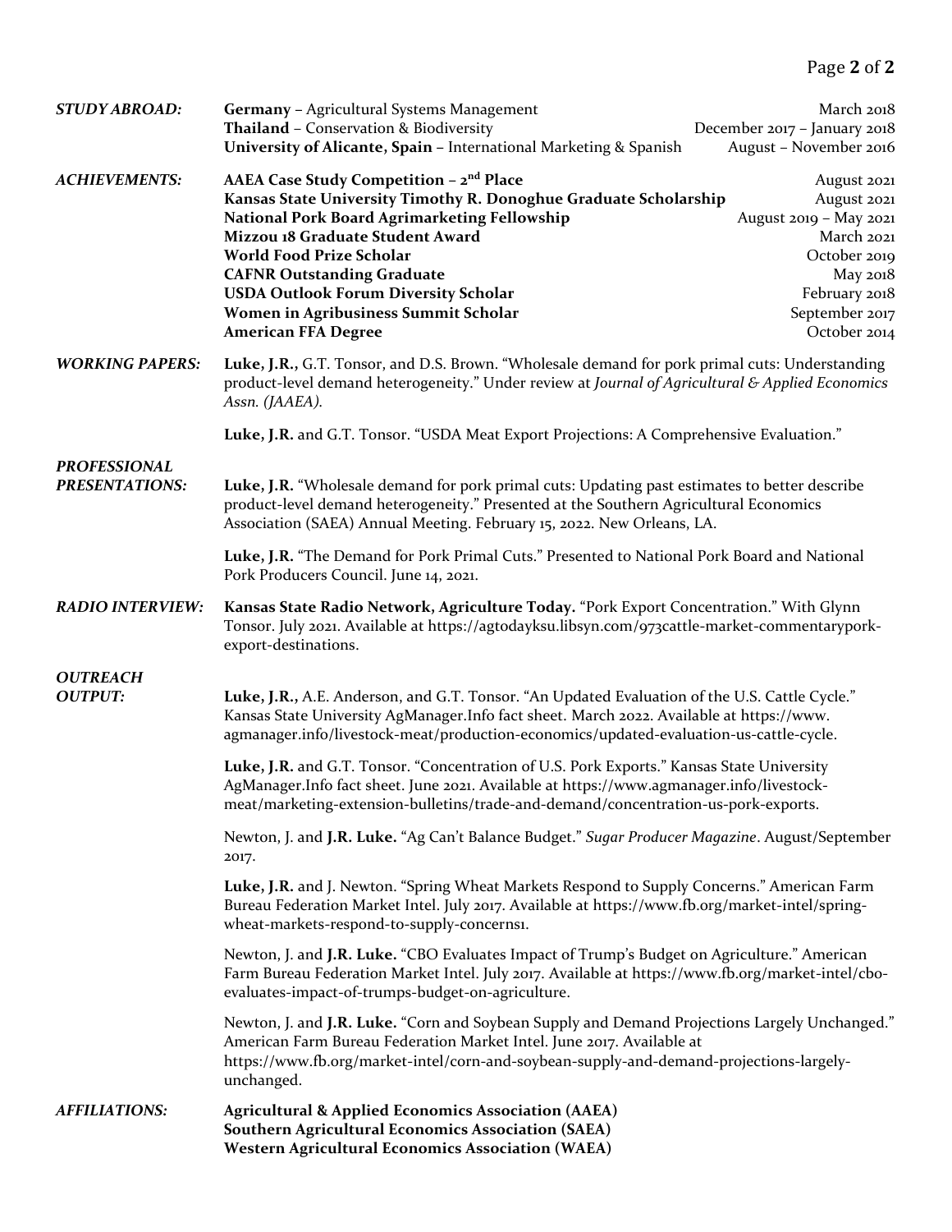## *STUDY ABROAD:*

**Germany** – Agricultural Systems Management — March 2018
**Thailand** – Conservation & Biodiversity — December 2017 – January 2018
**University of Alicante, Spain** – International Marketing & Spanish — August – November 2016

## *ACHIEVEMENTS:*

**AAEA Case Study Competition – 2nd Place** — August 2021
**Kansas State University Timothy R. Donoghue Graduate Scholarship** — August 2021
**National Pork Board Agrimarketing Fellowship** — August 2019 – May 2021
**Mizzou 18 Graduate Student Award** — March 2021
**World Food Prize Scholar** — October 2019
**CAFNR Outstanding Graduate** — May 2018
**USDA Outlook Forum Diversity Scholar** — February 2018
**Women in Agribusiness Summit Scholar** — September 2017
**American FFA Degree** — October 2014

## *WORKING PAPERS:*

**Luke, J.R.,** G.T. Tonsor, and D.S. Brown. "Wholesale demand for pork primal cuts: Understanding product-level demand heterogeneity." Under review at *Journal of Agricultural & Applied Economics Assn. (JAAEA).*

**Luke, J.R.** and G.T. Tonsor. "USDA Meat Export Projections: A Comprehensive Evaluation."

## *PROFESSIONAL PRESENTATIONS:*

**Luke, J.R.** "Wholesale demand for pork primal cuts: Updating past estimates to better describe product-level demand heterogeneity." Presented at the Southern Agricultural Economics Association (SAEA) Annual Meeting. February 15, 2022. New Orleans, LA.

**Luke, J.R.** "The Demand for Pork Primal Cuts." Presented to National Pork Board and National Pork Producers Council. June 14, 2021.

## *RADIO INTERVIEW:*

**Kansas State Radio Network, Agriculture Today.** "Pork Export Concentration." With Glynn Tonsor. July 2021. Available at https://agtodayksu.libsyn.com/973cattle-market-commentarypork-export-destinations.

## *OUTREACH OUTPUT:*

**Luke, J.R.,** A.E. Anderson, and G.T. Tonsor. "An Updated Evaluation of the U.S. Cattle Cycle." Kansas State University AgManager.Info fact sheet. March 2022. Available at https://www.agmanager.info/livestock-meat/production-economics/updated-evaluation-us-cattle-cycle.

**Luke, J.R.** and G.T. Tonsor. "Concentration of U.S. Pork Exports." Kansas State University AgManager.Info fact sheet. June 2021. Available at https://www.agmanager.info/livestock-meat/marketing-extension-bulletins/trade-and-demand/concentration-us-pork-exports.

Newton, J. and **J.R. Luke.** "Ag Can't Balance Budget." *Sugar Producer Magazine*. August/September 2017.

**Luke, J.R.** and J. Newton. "Spring Wheat Markets Respond to Supply Concerns." American Farm Bureau Federation Market Intel. July 2017. Available at https://www.fb.org/market-intel/spring-wheat-markets-respond-to-supply-concerns1.

Newton, J. and **J.R. Luke.** "CBO Evaluates Impact of Trump's Budget on Agriculture." American Farm Bureau Federation Market Intel. July 2017. Available at https://www.fb.org/market-intel/cbo-evaluates-impact-of-trumps-budget-on-agriculture.

Newton, J. and **J.R. Luke.** "Corn and Soybean Supply and Demand Projections Largely Unchanged." American Farm Bureau Federation Market Intel. June 2017. Available at https://www.fb.org/market-intel/corn-and-soybean-supply-and-demand-projections-largely-unchanged.

## *AFFILIATIONS:*

**Agricultural & Applied Economics Association (AAEA)**
**Southern Agricultural Economics Association (SAEA)**
**Western Agricultural Economics Association (WAEA)**